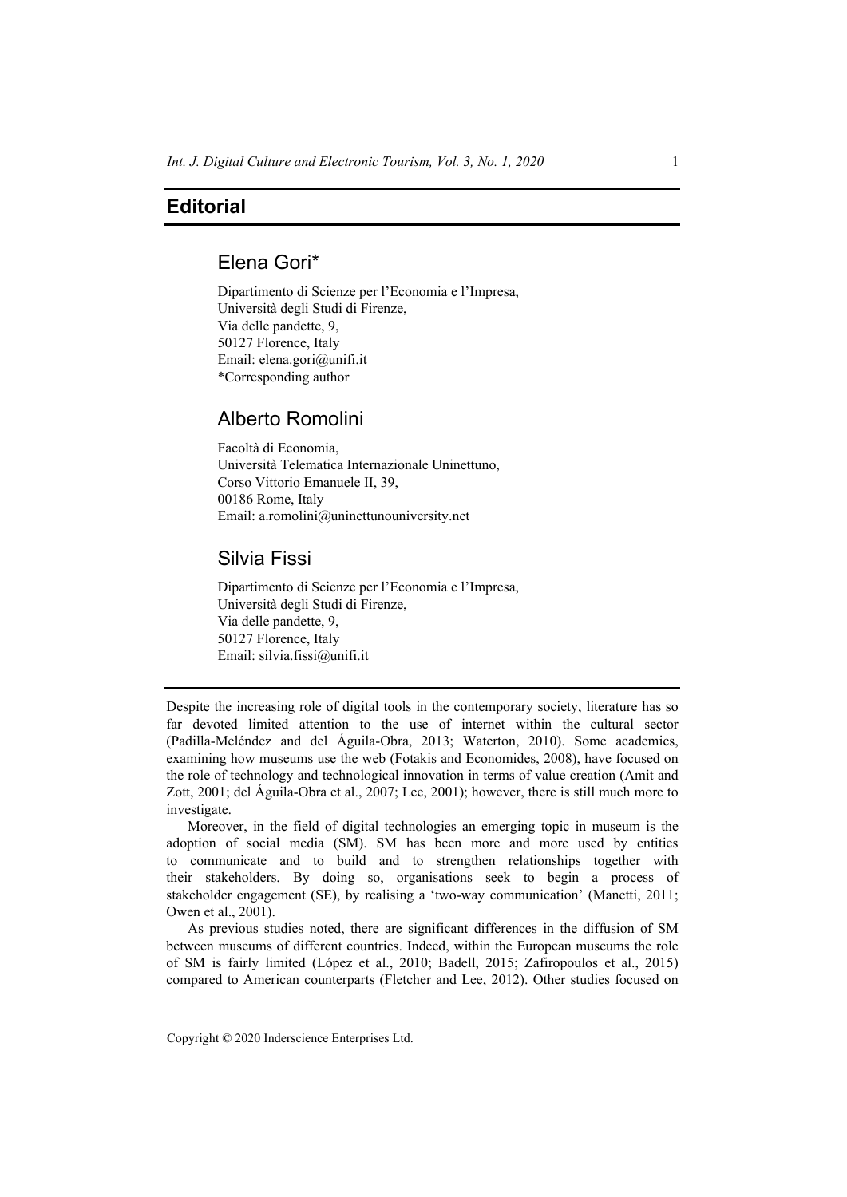# Editorial

## Elena Gori*

Dipartimento di Scienze per l'Economia e l'Impresa,
Università degli Studi di Firenze,
Via delle pandette, 9,
50127 Florence, Italy
Email: elena.gori@unifi.it
*Corresponding author

## Alberto Romolini

Facoltà di Economia,
Università Telematica Internazionale Uninettuno,
Corso Vittorio Emanuele II, 39,
00186 Rome, Italy
Email: a.romolini@uninettunouniversity.net

## Silvia Fissi

Dipartimento di Scienze per l'Economia e l'Impresa,
Università degli Studi di Firenze,
Via delle pandette, 9,
50127 Florence, Italy
Email: silvia.fissi@unifi.it

---

Despite the increasing role of digital tools in the contemporary society, literature has so far devoted limited attention to the use of internet within the cultural sector (Padilla-Meléndez and del Águila-Obra, 2013; Waterton, 2010). Some academics, examining how museums use the web (Fotakis and Economides, 2008), have focused on the role of technology and technological innovation in terms of value creation (Amit and Zott, 2001; del Águila-Obra et al., 2007; Lee, 2001); however, there is still much more to investigate.

Moreover, in the field of digital technologies an emerging topic in museum is the adoption of social media (SM). SM has been more and more used by entities to communicate and to build and to strengthen relationships together with their stakeholders. By doing so, organisations seek to begin a process of stakeholder engagement (SE), by realising a 'two-way communication' (Manetti, 2011; Owen et al., 2001).

As previous studies noted, there are significant differences in the diffusion of SM between museums of different countries. Indeed, within the European museums the role of SM is fairly limited (López et al., 2010; Badell, 2015; Zafiropoulos et al., 2015) compared to American counterparts (Fletcher and Lee, 2012). Other studies focused on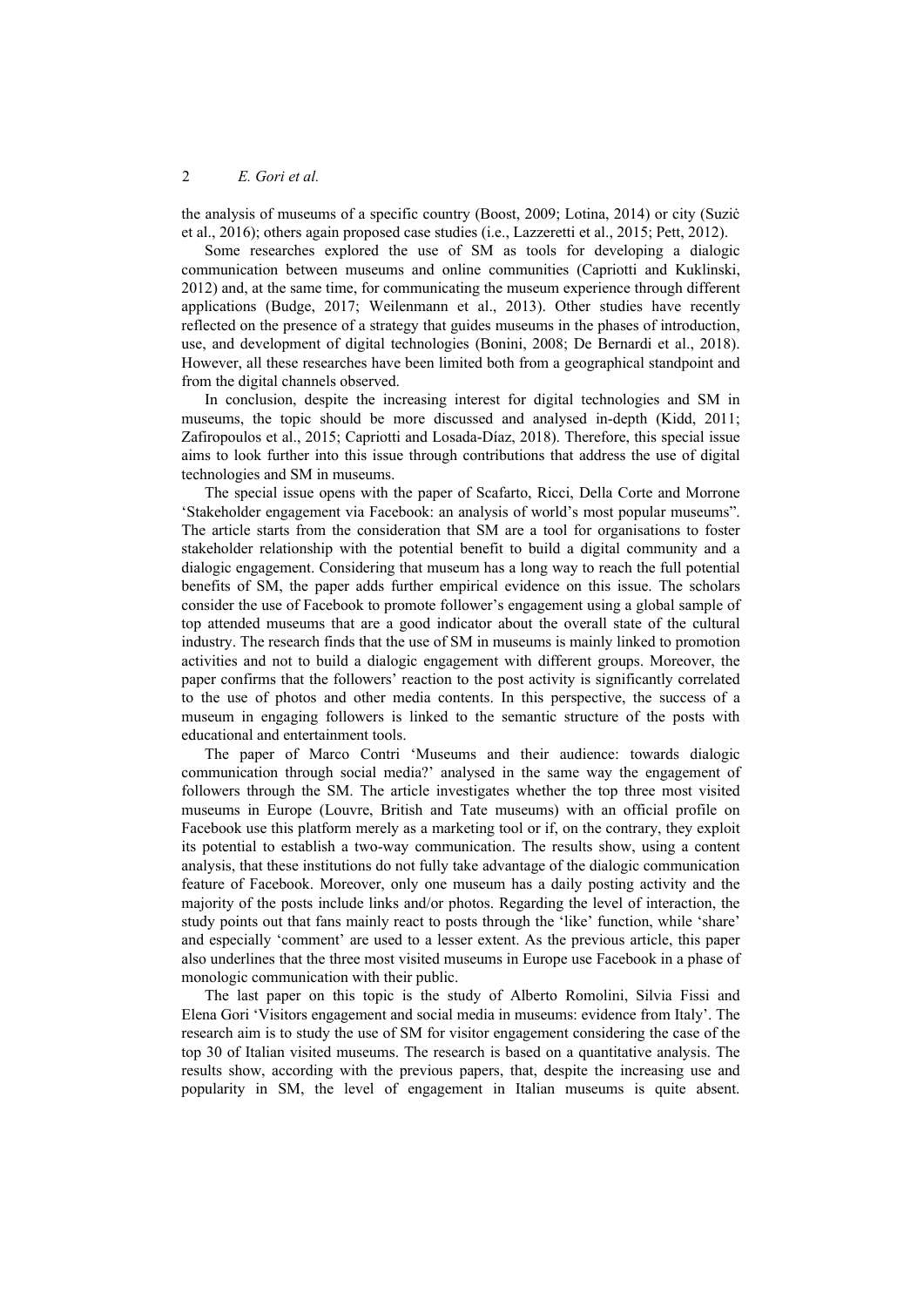the analysis of museums of a specific country (Boost, 2009; Lotina, 2014) or city (Suzić et al., 2016); others again proposed case studies (i.e., Lazzeretti et al., 2015; Pett, 2012).

Some researches explored the use of SM as tools for developing a dialogic communication between museums and online communities (Capriotti and Kuklinski, 2012) and, at the same time, for communicating the museum experience through different applications (Budge, 2017; Weilenmann et al., 2013). Other studies have recently reflected on the presence of a strategy that guides museums in the phases of introduction, use, and development of digital technologies (Bonini, 2008; De Bernardi et al., 2018). However, all these researches have been limited both from a geographical standpoint and from the digital channels observed.

In conclusion, despite the increasing interest for digital technologies and SM in museums, the topic should be more discussed and analysed in-depth (Kidd, 2011; Zafiropoulos et al., 2015; Capriotti and Losada-Díaz, 2018). Therefore, this special issue aims to look further into this issue through contributions that address the use of digital technologies and SM in museums.

The special issue opens with the paper of Scafarto, Ricci, Della Corte and Morrone 'Stakeholder engagement via Facebook: an analysis of world's most popular museums". The article starts from the consideration that SM are a tool for organisations to foster stakeholder relationship with the potential benefit to build a digital community and a dialogic engagement. Considering that museum has a long way to reach the full potential benefits of SM, the paper adds further empirical evidence on this issue. The scholars consider the use of Facebook to promote follower's engagement using a global sample of top attended museums that are a good indicator about the overall state of the cultural industry. The research finds that the use of SM in museums is mainly linked to promotion activities and not to build a dialogic engagement with different groups. Moreover, the paper confirms that the followers' reaction to the post activity is significantly correlated to the use of photos and other media contents. In this perspective, the success of a museum in engaging followers is linked to the semantic structure of the posts with educational and entertainment tools.

The paper of Marco Contri 'Museums and their audience: towards dialogic communication through social media?' analysed in the same way the engagement of followers through the SM. The article investigates whether the top three most visited museums in Europe (Louvre, British and Tate museums) with an official profile on Facebook use this platform merely as a marketing tool or if, on the contrary, they exploit its potential to establish a two-way communication. The results show, using a content analysis, that these institutions do not fully take advantage of the dialogic communication feature of Facebook. Moreover, only one museum has a daily posting activity and the majority of the posts include links and/or photos. Regarding the level of interaction, the study points out that fans mainly react to posts through the 'like' function, while 'share' and especially 'comment' are used to a lesser extent. As the previous article, this paper also underlines that the three most visited museums in Europe use Facebook in a phase of monologic communication with their public.

The last paper on this topic is the study of Alberto Romolini, Silvia Fissi and Elena Gori 'Visitors engagement and social media in museums: evidence from Italy'. The research aim is to study the use of SM for visitor engagement considering the case of the top 30 of Italian visited museums. The research is based on a quantitative analysis. The results show, according with the previous papers, that, despite the increasing use and popularity in SM, the level of engagement in Italian museums is quite absent.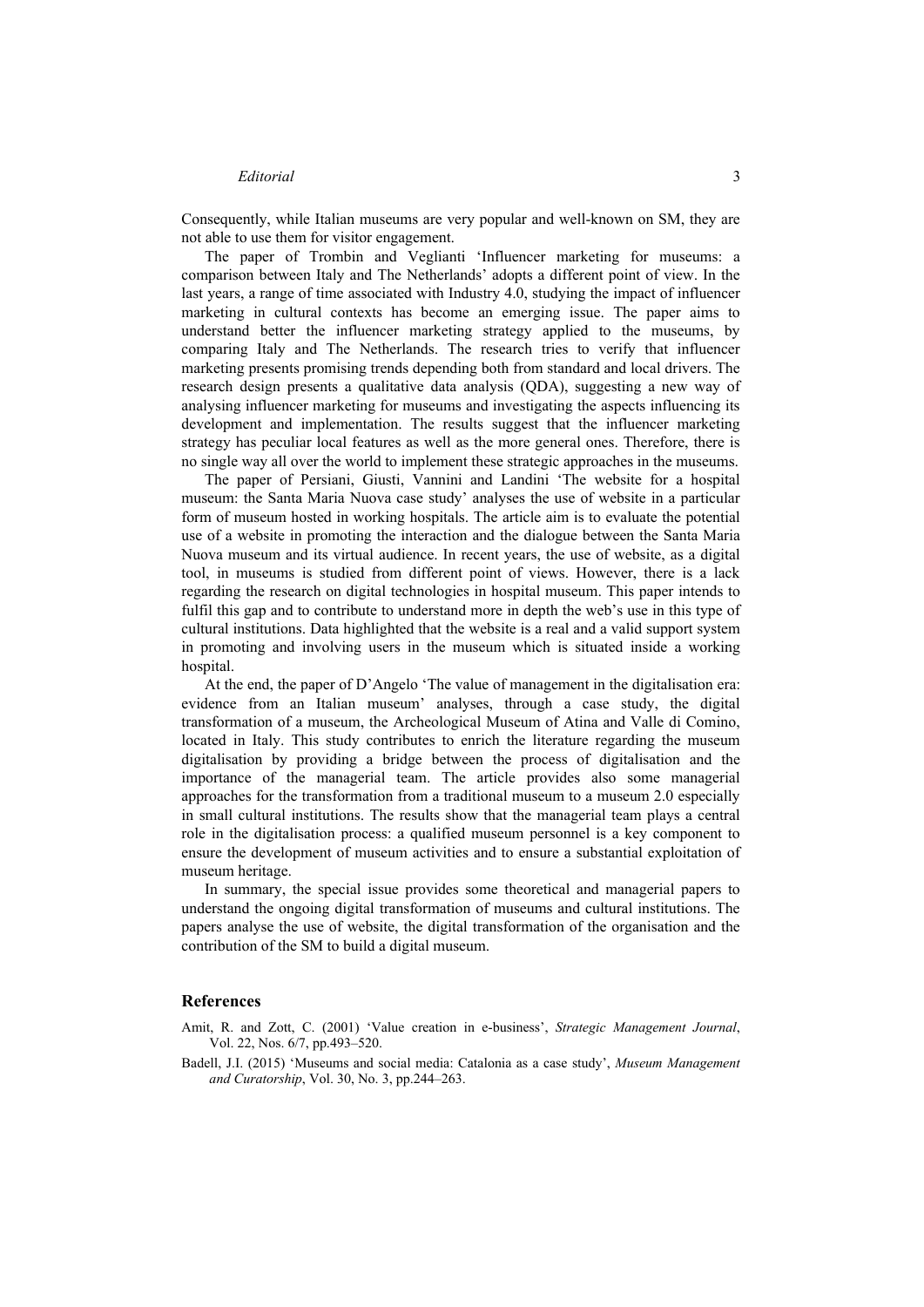Consequently, while Italian museums are very popular and well-known on SM, they are not able to use them for visitor engagement.

The paper of Trombin and Veglianti 'Influencer marketing for museums: a comparison between Italy and The Netherlands' adopts a different point of view. In the last years, a range of time associated with Industry 4.0, studying the impact of influencer marketing in cultural contexts has become an emerging issue. The paper aims to understand better the influencer marketing strategy applied to the museums, by comparing Italy and The Netherlands. The research tries to verify that influencer marketing presents promising trends depending both from standard and local drivers. The research design presents a qualitative data analysis (QDA), suggesting a new way of analysing influencer marketing for museums and investigating the aspects influencing its development and implementation. The results suggest that the influencer marketing strategy has peculiar local features as well as the more general ones. Therefore, there is no single way all over the world to implement these strategic approaches in the museums.

The paper of Persiani, Giusti, Vannini and Landini 'The website for a hospital museum: the Santa Maria Nuova case study' analyses the use of website in a particular form of museum hosted in working hospitals. The article aim is to evaluate the potential use of a website in promoting the interaction and the dialogue between the Santa Maria Nuova museum and its virtual audience. In recent years, the use of website, as a digital tool, in museums is studied from different point of views. However, there is a lack regarding the research on digital technologies in hospital museum. This paper intends to fulfil this gap and to contribute to understand more in depth the web's use in this type of cultural institutions. Data highlighted that the website is a real and a valid support system in promoting and involving users in the museum which is situated inside a working hospital.

At the end, the paper of D'Angelo 'The value of management in the digitalisation era: evidence from an Italian museum' analyses, through a case study, the digital transformation of a museum, the Archeological Museum of Atina and Valle di Comino, located in Italy. This study contributes to enrich the literature regarding the museum digitalisation by providing a bridge between the process of digitalisation and the importance of the managerial team. The article provides also some managerial approaches for the transformation from a traditional museum to a museum 2.0 especially in small cultural institutions. The results show that the managerial team plays a central role in the digitalisation process: a qualified museum personnel is a key component to ensure the development of museum activities and to ensure a substantial exploitation of museum heritage.

In summary, the special issue provides some theoretical and managerial papers to understand the ongoing digital transformation of museums and cultural institutions. The papers analyse the use of website, the digital transformation of the organisation and the contribution of the SM to build a digital museum.

## References

Amit, R. and Zott, C. (2001) 'Value creation in e-business', *Strategic Management Journal*, Vol. 22, Nos. 6/7, pp.493–520.

Badell, J.I. (2015) 'Museums and social media: Catalonia as a case study', *Museum Management and Curatorship*, Vol. 30, No. 3, pp.244–263.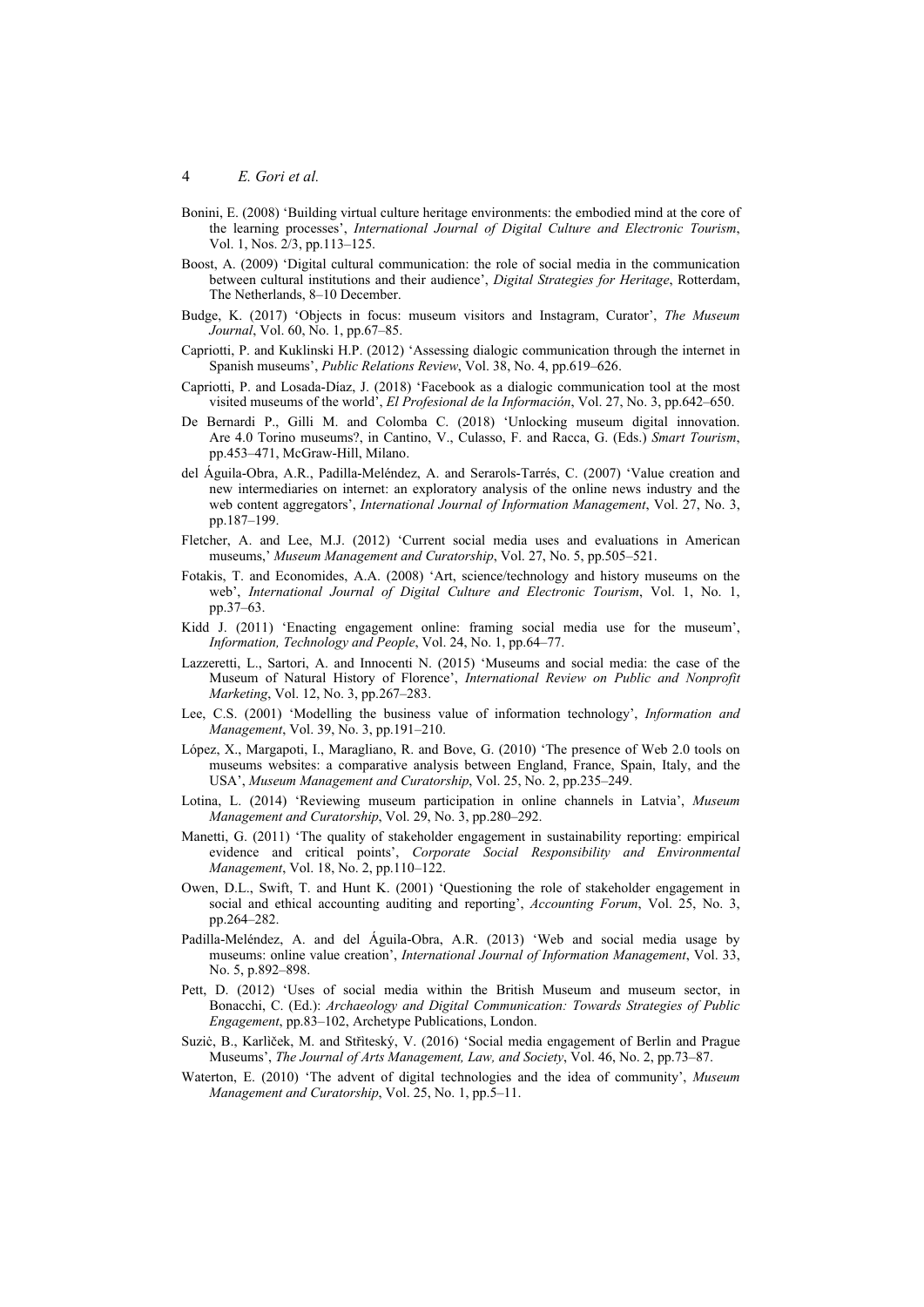Bonini, E. (2008) 'Building virtual culture heritage environments: the embodied mind at the core of the learning processes', *International Journal of Digital Culture and Electronic Tourism*, Vol. 1, Nos. 2/3, pp.113–125.

Boost, A. (2009) 'Digital cultural communication: the role of social media in the communication between cultural institutions and their audience', *Digital Strategies for Heritage*, Rotterdam, The Netherlands, 8–10 December.

Budge, K. (2017) 'Objects in focus: museum visitors and Instagram, Curator', *The Museum Journal*, Vol. 60, No. 1, pp.67–85.

Capriotti, P. and Kuklinski H.P. (2012) 'Assessing dialogic communication through the internet in Spanish museums', *Public Relations Review*, Vol. 38, No. 4, pp.619–626.

Capriotti, P. and Losada-Díaz, J. (2018) 'Facebook as a dialogic communication tool at the most visited museums of the world', *El Profesional de la Información*, Vol. 27, No. 3, pp.642–650.

De Bernardi P., Gilli M. and Colomba C. (2018) 'Unlocking museum digital innovation. Are 4.0 Torino museums?, in Cantino, V., Culasso, F. and Racca, G. (Eds.) *Smart Tourism*, pp.453–471, McGraw-Hill, Milano.

del Águila-Obra, A.R., Padilla-Meléndez, A. and Serarols-Tarrés, C. (2007) 'Value creation and new intermediaries on internet: an exploratory analysis of the online news industry and the web content aggregators', *International Journal of Information Management*, Vol. 27, No. 3, pp.187–199.

Fletcher, A. and Lee, M.J. (2012) 'Current social media uses and evaluations in American museums,' *Museum Management and Curatorship*, Vol. 27, No. 5, pp.505–521.

Fotakis, T. and Economides, A.A. (2008) 'Art, science/technology and history museums on the web', *International Journal of Digital Culture and Electronic Tourism*, Vol. 1, No. 1, pp.37–63.

Kidd J. (2011) 'Enacting engagement online: framing social media use for the museum', *Information, Technology and People*, Vol. 24, No. 1, pp.64–77.

Lazzeretti, L., Sartori, A. and Innocenti N. (2015) 'Museums and social media: the case of the Museum of Natural History of Florence', *International Review on Public and Nonprofit Marketing*, Vol. 12, No. 3, pp.267–283.

Lee, C.S. (2001) 'Modelling the business value of information technology', *Information and Management*, Vol. 39, No. 3, pp.191–210.

López, X., Margapoti, I., Maragliano, R. and Bove, G. (2010) 'The presence of Web 2.0 tools on museums websites: a comparative analysis between England, France, Spain, Italy, and the USA', *Museum Management and Curatorship*, Vol. 25, No. 2, pp.235–249.

Lotina, L. (2014) 'Reviewing museum participation in online channels in Latvia', *Museum Management and Curatorship*, Vol. 29, No. 3, pp.280–292.

Manetti, G. (2011) 'The quality of stakeholder engagement in sustainability reporting: empirical evidence and critical points', *Corporate Social Responsibility and Environmental Management*, Vol. 18, No. 2, pp.110–122.

Owen, D.L., Swift, T. and Hunt K. (2001) 'Questioning the role of stakeholder engagement in social and ethical accounting auditing and reporting', *Accounting Forum*, Vol. 25, No. 3, pp.264–282.

Padilla-Meléndez, A. and del Águila-Obra, A.R. (2013) 'Web and social media usage by museums: online value creation', *International Journal of Information Management*, Vol. 33, No. 5, p.892–898.

Pett, D. (2012) 'Uses of social media within the British Museum and museum sector, in Bonacchi, C. (Ed.): *Archaeology and Digital Communication: Towards Strategies of Public Engagement*, pp.83–102, Archetype Publications, London.

Suzić, B., Karlíček, M. and Stříteský, V. (2016) 'Social media engagement of Berlin and Prague Museums', *The Journal of Arts Management, Law, and Society*, Vol. 46, No. 2, pp.73–87.

Waterton, E. (2010) 'The advent of digital technologies and the idea of community', *Museum Management and Curatorship*, Vol. 25, No. 1, pp.5–11.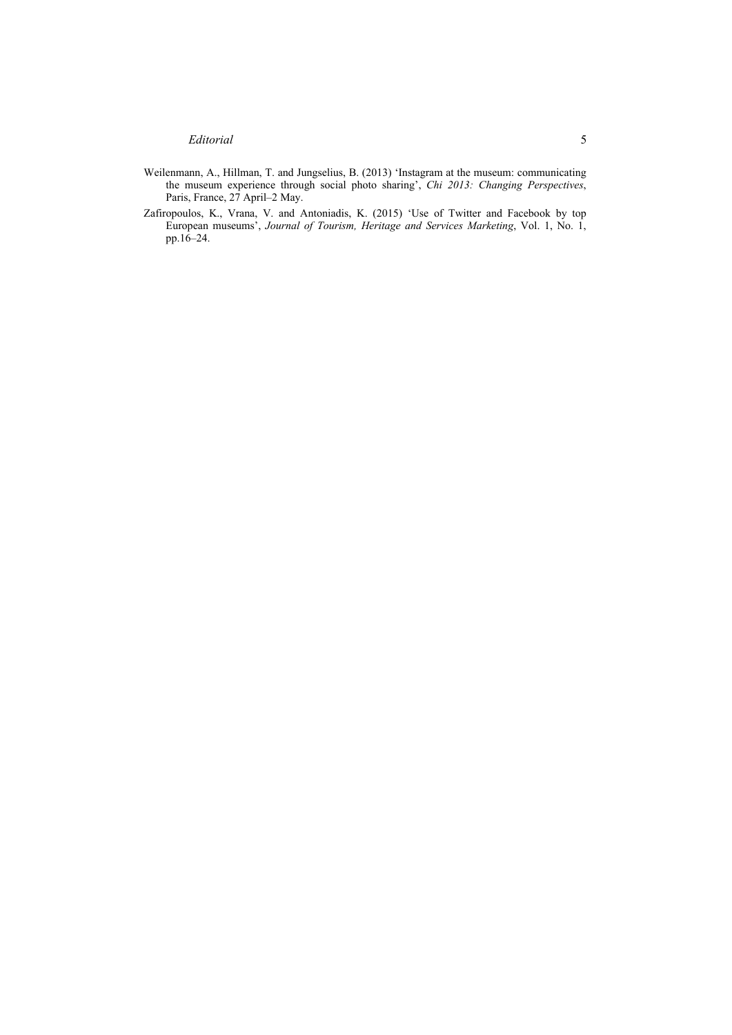Weilenmann, A., Hillman, T. and Jungselius, B. (2013) 'Instagram at the museum: communicating the museum experience through social photo sharing', *Chi 2013: Changing Perspectives*, Paris, France, 27 April–2 May.

Zafiropoulos, K., Vrana, V. and Antoniadis, K. (2015) 'Use of Twitter and Facebook by top European museums', *Journal of Tourism, Heritage and Services Marketing*, Vol. 1, No. 1, pp.16–24.